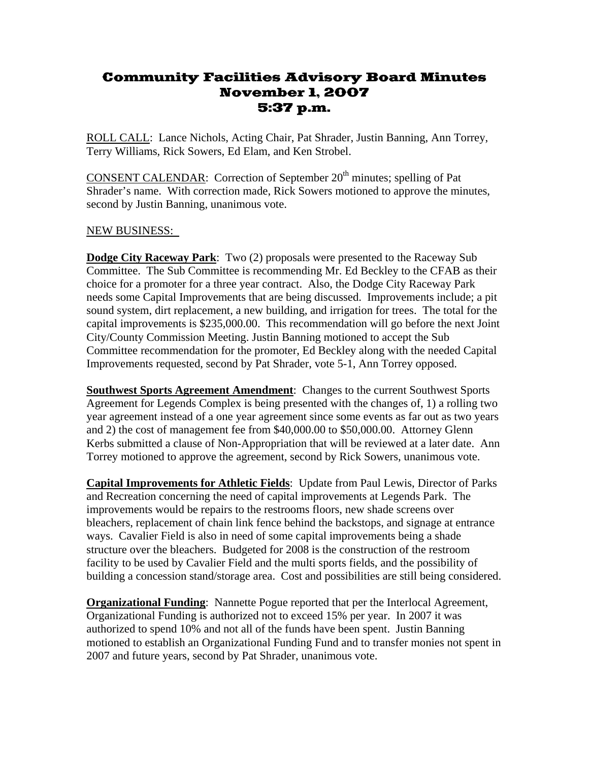# Community Facilities Advisory Board Minutes
# November 1, 2007
# 5:37 p.m.

ROLL CALL: Lance Nichols, Acting Chair, Pat Shrader, Justin Banning, Ann Torrey, Terry Williams, Rick Sowers, Ed Elam, and Ken Strobel.

CONSENT CALENDAR: Correction of September 20th minutes; spelling of Pat Shrader's name. With correction made, Rick Sowers motioned to approve the minutes, second by Justin Banning, unanimous vote.

NEW BUSINESS:

**Dodge City Raceway Park**: Two (2) proposals were presented to the Raceway Sub Committee. The Sub Committee is recommending Mr. Ed Beckley to the CFAB as their choice for a promoter for a three year contract. Also, the Dodge City Raceway Park needs some Capital Improvements that are being discussed. Improvements include; a pit sound system, dirt replacement, a new building, and irrigation for trees. The total for the capital improvements is $235,000.00. This recommendation will go before the next Joint City/County Commission Meeting. Justin Banning motioned to accept the Sub Committee recommendation for the promoter, Ed Beckley along with the needed Capital Improvements requested, second by Pat Shrader, vote 5-1, Ann Torrey opposed.

**Southwest Sports Agreement Amendment**: Changes to the current Southwest Sports Agreement for Legends Complex is being presented with the changes of, 1) a rolling two year agreement instead of a one year agreement since some events as far out as two years and 2) the cost of management fee from $40,000.00 to $50,000.00. Attorney Glenn Kerbs submitted a clause of Non-Appropriation that will be reviewed at a later date. Ann Torrey motioned to approve the agreement, second by Rick Sowers, unanimous vote.

**Capital Improvements for Athletic Fields**: Update from Paul Lewis, Director of Parks and Recreation concerning the need of capital improvements at Legends Park. The improvements would be repairs to the restrooms floors, new shade screens over bleachers, replacement of chain link fence behind the backstops, and signage at entrance ways. Cavalier Field is also in need of some capital improvements being a shade structure over the bleachers. Budgeted for 2008 is the construction of the restroom facility to be used by Cavalier Field and the multi sports fields, and the possibility of building a concession stand/storage area. Cost and possibilities are still being considered.

**Organizational Funding**: Nannette Pogue reported that per the Interlocal Agreement, Organizational Funding is authorized not to exceed 15% per year. In 2007 it was authorized to spend 10% and not all of the funds have been spent. Justin Banning motioned to establish an Organizational Funding Fund and to transfer monies not spent in 2007 and future years, second by Pat Shrader, unanimous vote.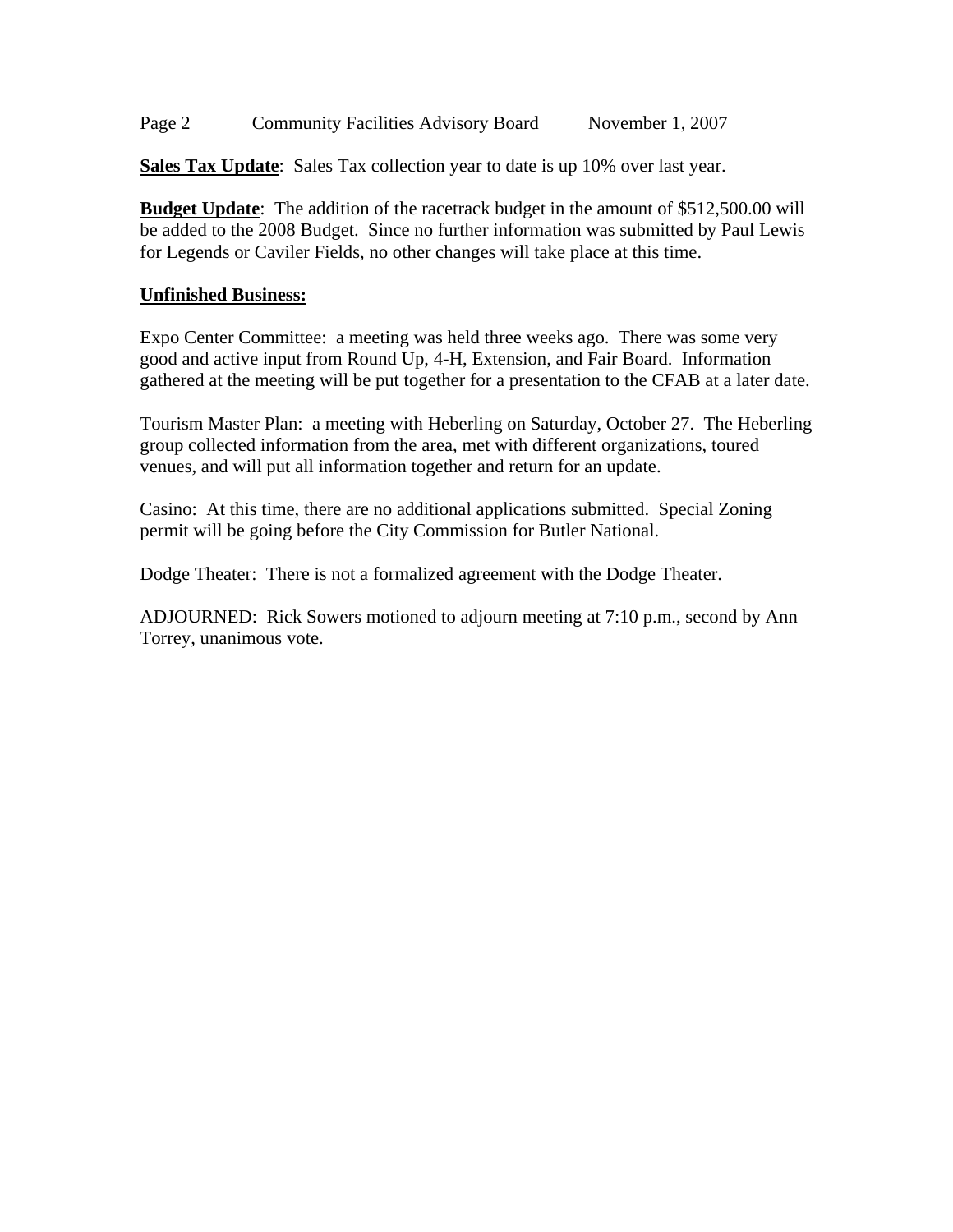**Sales Tax Update**: Sales Tax collection year to date is up 10% over last year.

**Budget Update**: The addition of the racetrack budget in the amount of $512,500.00 will be added to the 2008 Budget. Since no further information was submitted by Paul Lewis for Legends or Caviler Fields, no other changes will take place at this time.

**Unfinished Business:**

Expo Center Committee: a meeting was held three weeks ago. There was some very good and active input from Round Up, 4-H, Extension, and Fair Board. Information gathered at the meeting will be put together for a presentation to the CFAB at a later date.

Tourism Master Plan: a meeting with Heberling on Saturday, October 27. The Heberling group collected information from the area, met with different organizations, toured venues, and will put all information together and return for an update.

Casino: At this time, there are no additional applications submitted. Special Zoning permit will be going before the City Commission for Butler National.

Dodge Theater: There is not a formalized agreement with the Dodge Theater.

ADJOURNED: Rick Sowers motioned to adjourn meeting at 7:10 p.m., second by Ann Torrey, unanimous vote.